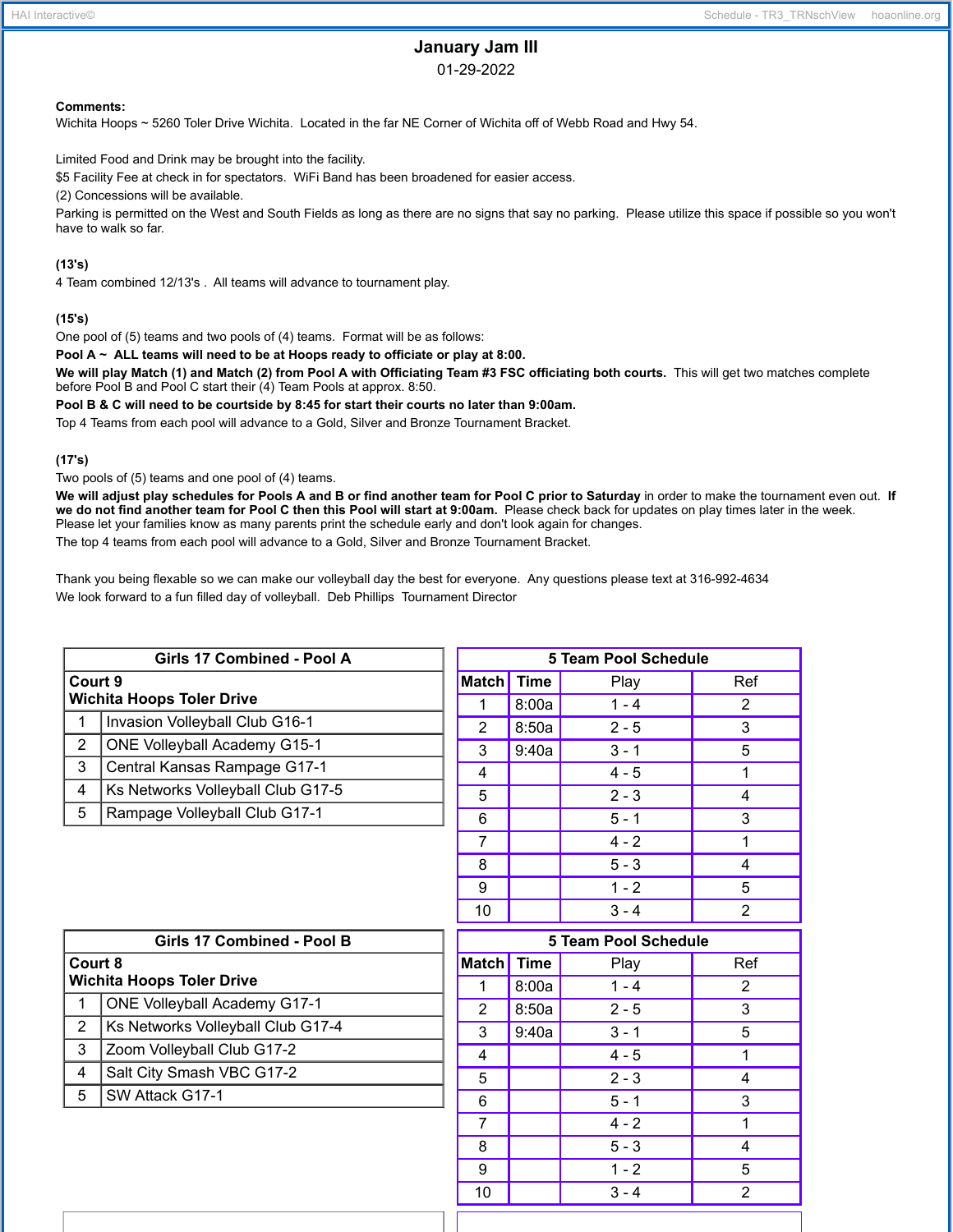# January Jam III

01-29-2022

**Comments:**
Wichita Hoops ~ 5260 Toler Drive Wichita. Located in the far NE Corner of Wichita off of Webb Road and Hwy 54.

Limited Food and Drink may be brought into the facility.
$5 Facility Fee at check in for spectators. WiFi Band has been broadened for easier access.
(2) Concessions will be available.
Parking is permitted on the West and South Fields as long as there are no signs that say no parking. Please utilize this space if possible so you won't have to walk so far.

**(13's)**
4 Team combined 12/13's . All teams will advance to tournament play.

**(15's)**
One pool of (5) teams and two pools of (4) teams. Format will be as follows:
**Pool A ~ ALL teams will need to be at Hoops ready to officiate or play at 8:00.**
**We will play Match (1) and Match (2) from Pool A with Officiating Team #3 FSC officiating both courts.** This will get two matches complete before Pool B and Pool C start their (4) Team Pools at approx. 8:50.
**Pool B & C will need to be courtside by 8:45 for start their courts no later than 9:00am.**
Top 4 Teams from each pool will advance to a Gold, Silver and Bronze Tournament Bracket.

**(17's)**
Two pools of (5) teams and one pool of (4) teams.
**We will adjust play schedules for Pools A and B or find another team for Pool C prior to Saturday** in order to make the tournament even out. **If we do not find another team for Pool C then this Pool will start at 9:00am.** Please check back for updates on play times later in the week. Please let your families know as many parents print the schedule early and don't look again for changes.
The top 4 teams from each pool will advance to a Gold, Silver and Bronze Tournament Bracket.

Thank you being flexable so we can make our volleyball day the best for everyone. Any questions please text at 316-992-4634
We look forward to a fun filled day of volleyball. Deb Phillips Tournament Director

| Girls 17 Combined - Pool A | |
|---|---|
| **Court 9 Wichita Hoops Toler Drive** | |
| 1 | Invasion Volleyball Club G16-1 |
| 2 | ONE Volleyball Academy G15-1 |
| 3 | Central Kansas Rampage G17-1 |
| 4 | Ks Networks Volleyball Club G17-5 |
| 5 | Rampage Volleyball Club G17-1 |

**5 Team Pool Schedule**

| Match | Time | Play | Ref |
|---|---|---|---|
| 1 | 8:00a | 1 - 4 | 2 |
| 2 | 8:50a | 2 - 5 | 3 |
| 3 | 9:40a | 3 - 1 | 5 |
| 4 | | 4 - 5 | 1 |
| 5 | | 2 - 3 | 4 |
| 6 | | 5 - 1 | 3 |
| 7 | | 4 - 2 | 1 |
| 8 | | 5 - 3 | 4 |
| 9 | | 1 - 2 | 5 |
| 10 | | 3 - 4 | 2 |

| Girls 17 Combined - Pool B | |
|---|---|
| **Court 8 Wichita Hoops Toler Drive** | |
| 1 | ONE Volleyball Academy G17-1 |
| 2 | Ks Networks Volleyball Club G17-4 |
| 3 | Zoom Volleyball Club G17-2 |
| 4 | Salt City Smash VBC G17-2 |
| 5 | SW Attack G17-1 |

**5 Team Pool Schedule**

| Match | Time | Play | Ref |
|---|---|---|---|
| 1 | 8:00a | 1 - 4 | 2 |
| 2 | 8:50a | 2 - 5 | 3 |
| 3 | 9:40a | 3 - 1 | 5 |
| 4 | | 4 - 5 | 1 |
| 5 | | 2 - 3 | 4 |
| 6 | | 5 - 1 | 3 |
| 7 | | 4 - 2 | 1 |
| 8 | | 5 - 3 | 4 |
| 9 | | 1 - 2 | 5 |
| 10 | | 3 - 4 | 2 |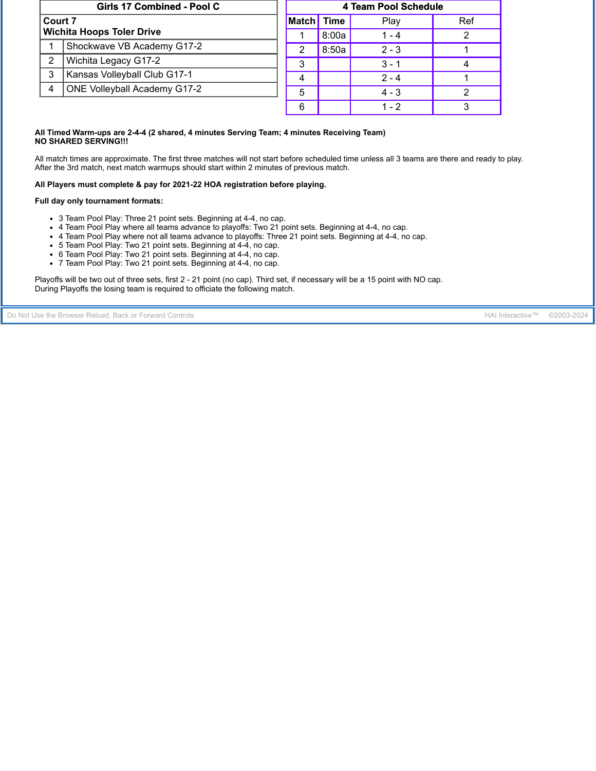| Girls 17 Combined - Pool C | |
|---|---|
| Court 7<br>Wichita Hoops Toler Drive | |
| 1 | Shockwave VB Academy G17-2 |
| 2 | Wichita Legacy G17-2 |
| 3 | Kansas Volleyball Club G17-1 |
| 4 | ONE Volleyball Academy G17-2 |

**4 Team Pool Schedule**

| Match | Time | Play | Ref |
|---|---|---|---|
| 1 | 8:00a | 1 - 4 | 2 |
| 2 | 8:50a | 2 - 3 | 1 |
| 3 | | 3 - 1 | 4 |
| 4 | | 2 - 4 | 1 |
| 5 | | 4 - 3 | 2 |
| 6 | | 1 - 2 | 3 |

**All Timed Warm-ups are 2-4-4 (2 shared, 4 minutes Serving Team; 4 minutes Receiving Team)**
**NO SHARED SERVING!!!**

All match times are approximate. The first three matches will not start before scheduled time unless all 3 teams are there and ready to play. After the 3rd match, next match warmups should start within 2 minutes of previous match.

**All Players must complete & pay for 2021-22 HOA registration before playing.**

**Full day only tournament formats:**

- 3 Team Pool Play: Three 21 point sets. Beginning at 4-4, no cap.
- 4 Team Pool Play where all teams advance to playoffs: Two 21 point sets. Beginning at 4-4, no cap.
- 4 Team Pool Play where not all teams advance to playoffs: Three 21 point sets. Beginning at 4-4, no cap.
- 5 Team Pool Play: Two 21 point sets. Beginning at 4-4, no cap.
- 6 Team Pool Play: Two 21 point sets. Beginning at 4-4, no cap.
- 7 Team Pool Play: Two 21 point sets. Beginning at 4-4, no cap.

Playoffs will be two out of three sets, first 2 - 21 point (no cap). Third set, if necessary will be a 15 point with NO cap.
During Playoffs the losing team is required to officiate the following match.

Do Not Use the Browser Reload, Back or Forward Controls

HAI Interactive™ ©2003-2024